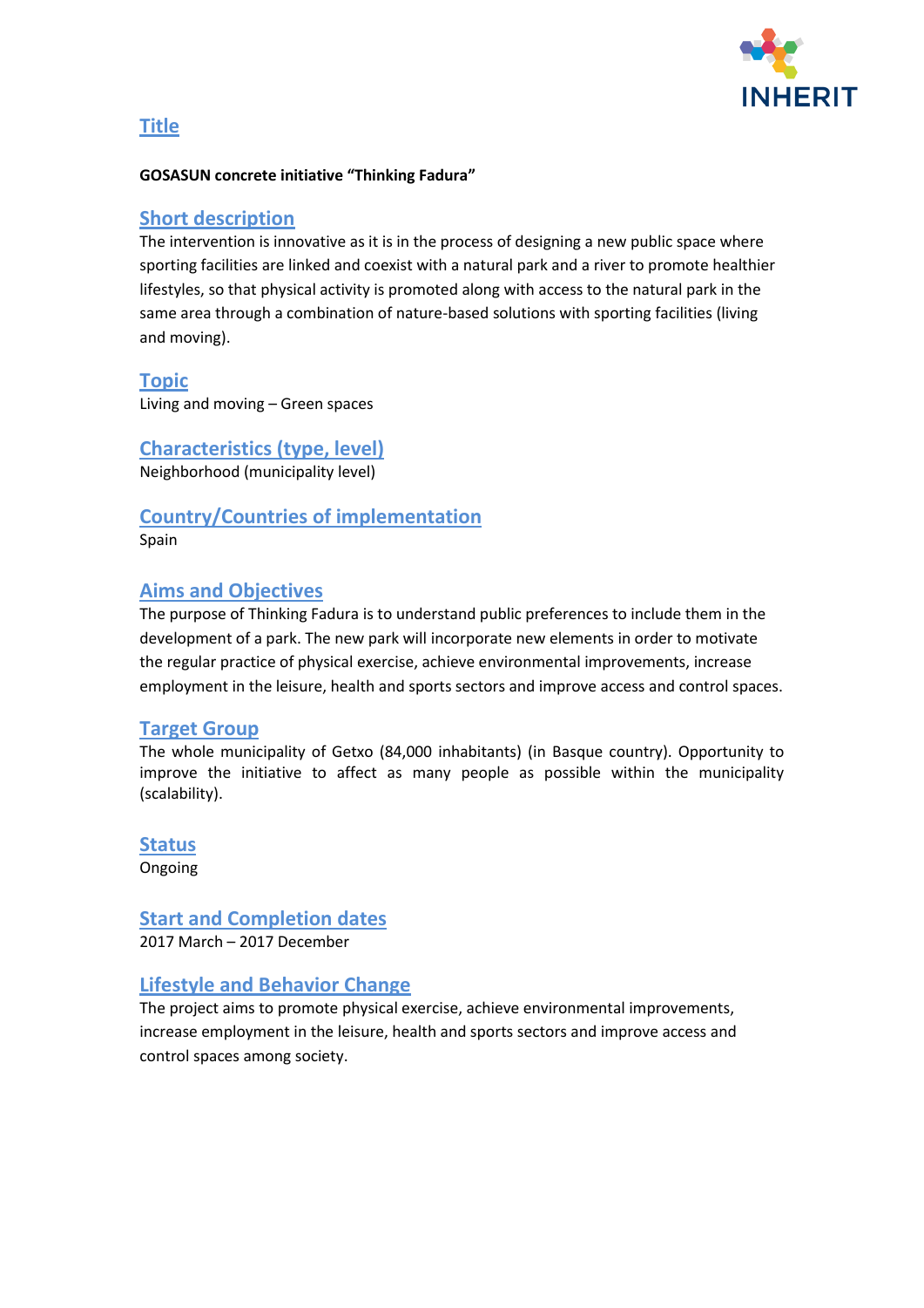## Title

**GOSASUN concrete initiative "Thinking Fadura"**

## Short description

The intervention is innovative as it is in the process of designing a new public space where sporting facilities are linked and coexist with a natural park and a river to promote healthier lifestyles, so that physical activity is promoted along with access to the natural park in the same area through a combination of nature-based solutions with sporting facilities (living and moving).

## Topic

Living and moving – Green spaces

## Characteristics (type, level)

Neighborhood (municipality level)

## Country/Countries of implementation

Spain

## Aims and Objectives

The purpose of Thinking Fadura is to understand public preferences to include them in the development of a park. The new park will incorporate new elements in order to motivate the regular practice of physical exercise, achieve environmental improvements, increase employment in the leisure, health and sports sectors and improve access and control spaces.

## Target Group

The whole municipality of Getxo (84,000 inhabitants) (in Basque country). Opportunity to improve the initiative to affect as many people as possible within the municipality (scalability).

## Status

Ongoing

## Start and Completion dates

2017 March – 2017 December

## Lifestyle and Behavior Change

The project aims to promote physical exercise, achieve environmental improvements, increase employment in the leisure, health and sports sectors and improve access and control spaces among society.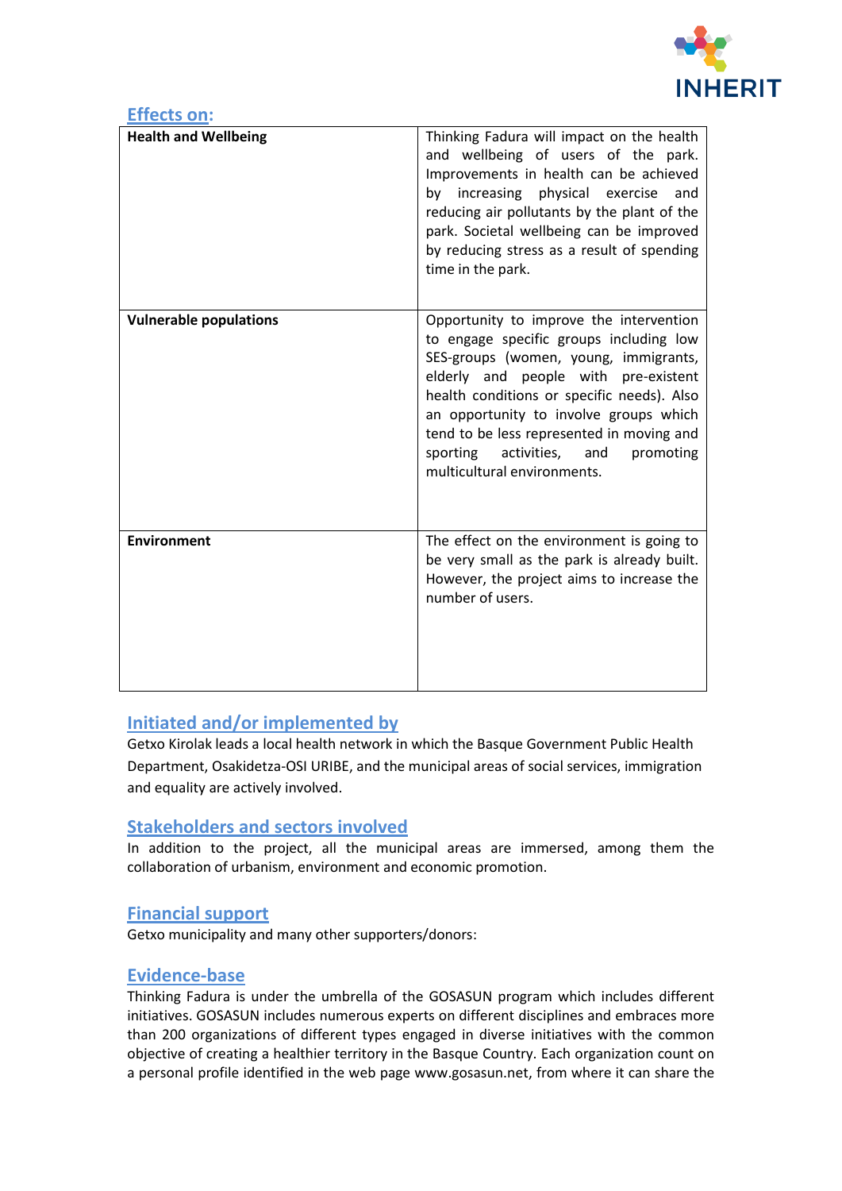## Effects on:

| | |
|---|---|
| **Health and Wellbeing** | Thinking Fadura will impact on the health and wellbeing of users of the park. Improvements in health can be achieved by increasing physical exercise and reducing air pollutants by the plant of the park. Societal wellbeing can be improved by reducing stress as a result of spending time in the park. |
| **Vulnerable populations** | Opportunity to improve the intervention to engage specific groups including low SES-groups (women, young, immigrants, elderly and people with pre-existent health conditions or specific needs). Also an opportunity to involve groups which tend to be less represented in moving and sporting activities, and promoting multicultural environments. |
| **Environment** | The effect on the environment is going to be very small as the park is already built. However, the project aims to increase the number of users. |

## Initiated and/or implemented by

Getxo Kirolak leads a local health network in which the Basque Government Public Health Department, Osakidetza-OSI URIBE, and the municipal areas of social services, immigration and equality are actively involved.

## Stakeholders and sectors involved

In addition to the project, all the municipal areas are immersed, among them the collaboration of urbanism, environment and economic promotion.

## Financial support

Getxo municipality and many other supporters/donors:

## Evidence-base

Thinking Fadura is under the umbrella of the GOSASUN program which includes different initiatives. GOSASUN includes numerous experts on different disciplines and embraces more than 200 organizations of different types engaged in diverse initiatives with the common objective of creating a healthier territory in the Basque Country. Each organization count on a personal profile identified in the web page www.gosasun.net, from where it can share the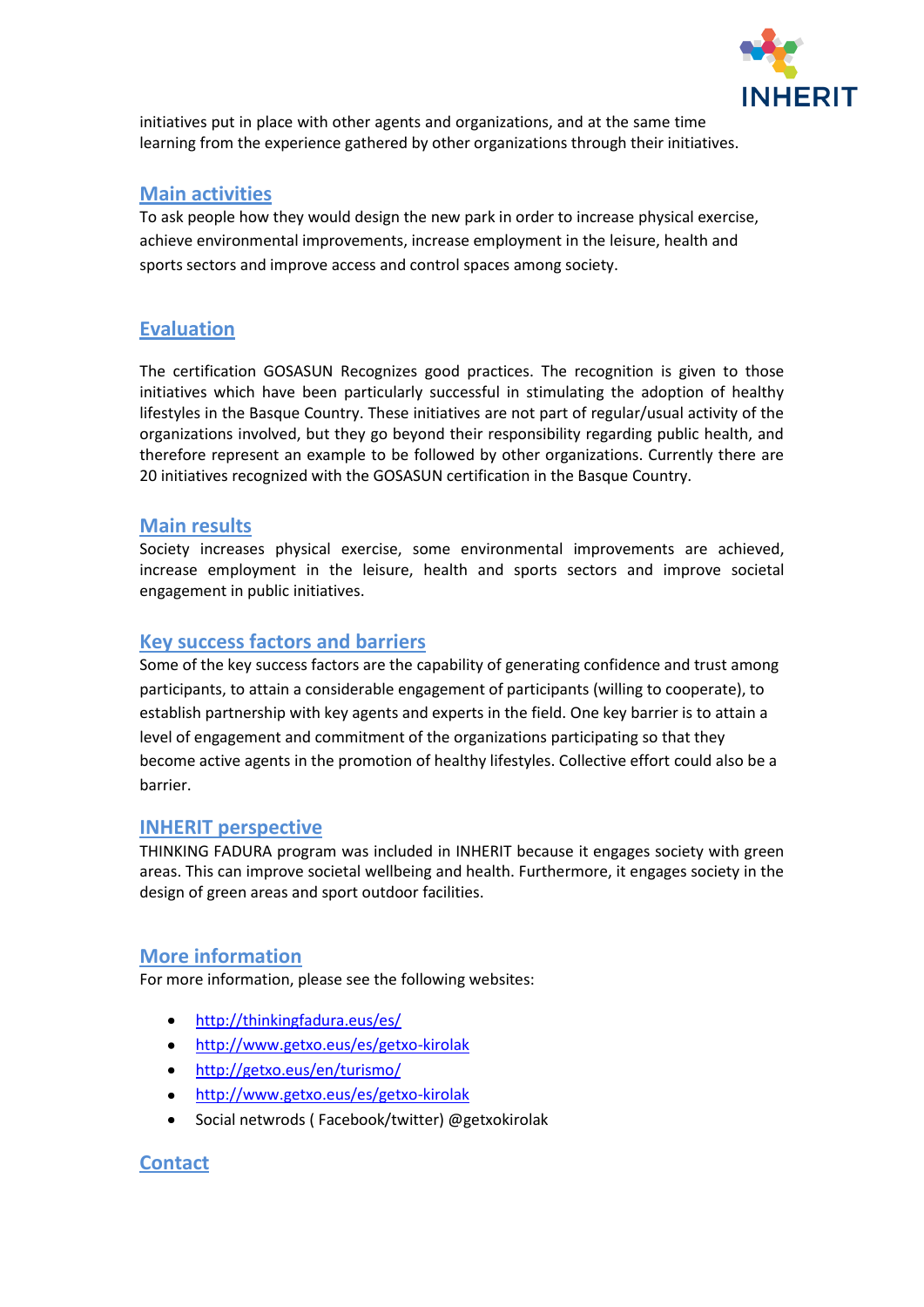initiatives put in place with other agents and organizations, and at the same time learning from the experience gathered by other organizations through their initiatives.

## Main activities

To ask people how they would design the new park in order to increase physical exercise, achieve environmental improvements, increase employment in the leisure, health and sports sectors and improve access and control spaces among society.

## Evaluation

The certification GOSASUN Recognizes good practices. The recognition is given to those initiatives which have been particularly successful in stimulating the adoption of healthy lifestyles in the Basque Country. These initiatives are not part of regular/usual activity of the organizations involved, but they go beyond their responsibility regarding public health, and therefore represent an example to be followed by other organizations. Currently there are 20 initiatives recognized with the GOSASUN certification in the Basque Country.

## Main results

Society increases physical exercise, some environmental improvements are achieved, increase employment in the leisure, health and sports sectors and improve societal engagement in public initiatives.

## Key success factors and barriers

Some of the key success factors are the capability of generating confidence and trust among participants, to attain a considerable engagement of participants (willing to cooperate), to establish partnership with key agents and experts in the field. One key barrier is to attain a level of engagement and commitment of the organizations participating so that they become active agents in the promotion of healthy lifestyles. Collective effort could also be a barrier.

## INHERIT perspective

THINKING FADURA program was included in INHERIT because it engages society with green areas. This can improve societal wellbeing and health. Furthermore, it engages society in the design of green areas and sport outdoor facilities.

## More information

For more information, please see the following websites:

- http://thinkingfadura.eus/es/
- http://www.getxo.eus/es/getxo-kirolak
- http://getxo.eus/en/turismo/
- http://www.getxo.eus/es/getxo-kirolak
- Social netwrods ( Facebook/twitter) @getxokirolak

## Contact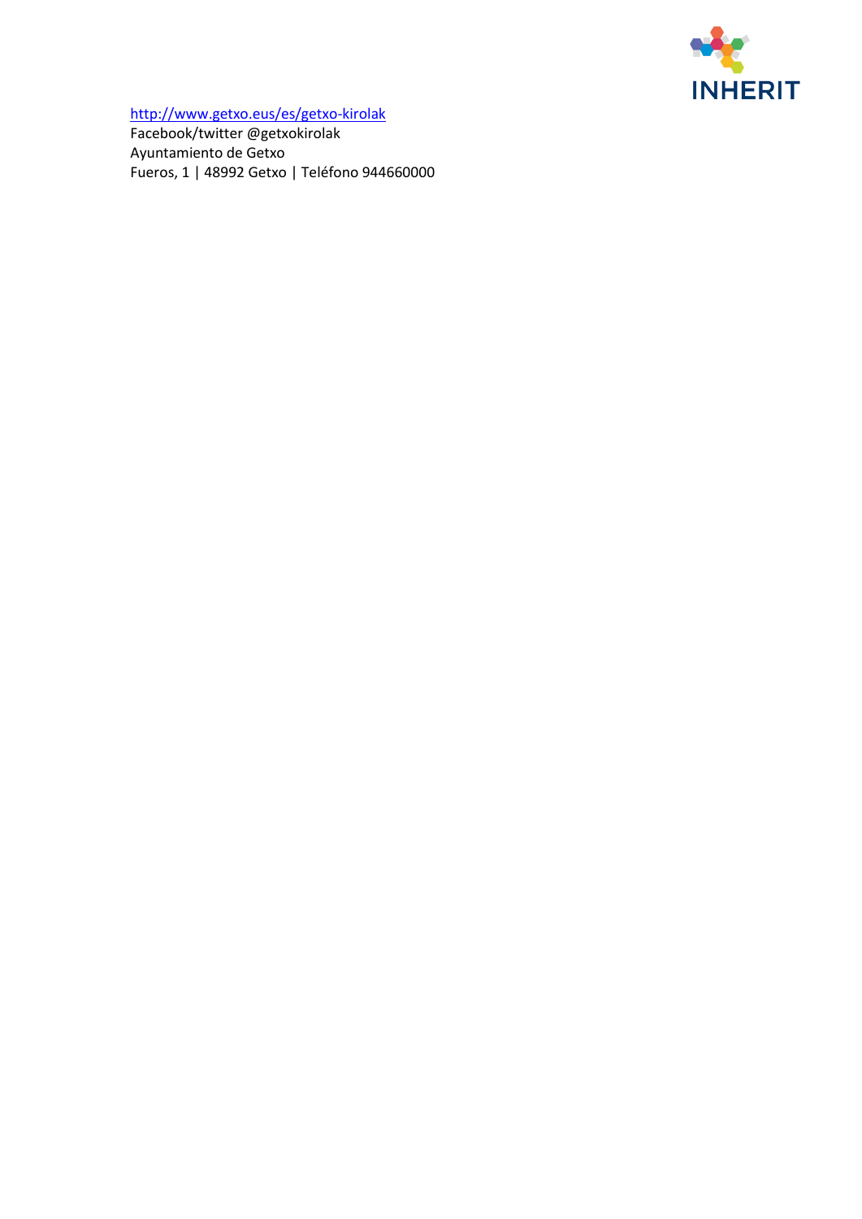http://www.getxo.eus/es/getxo-kirolak
Facebook/twitter @getxokirolak
Ayuntamiento de Getxo
Fueros, 1 | 48992 Getxo | Teléfono 944660000